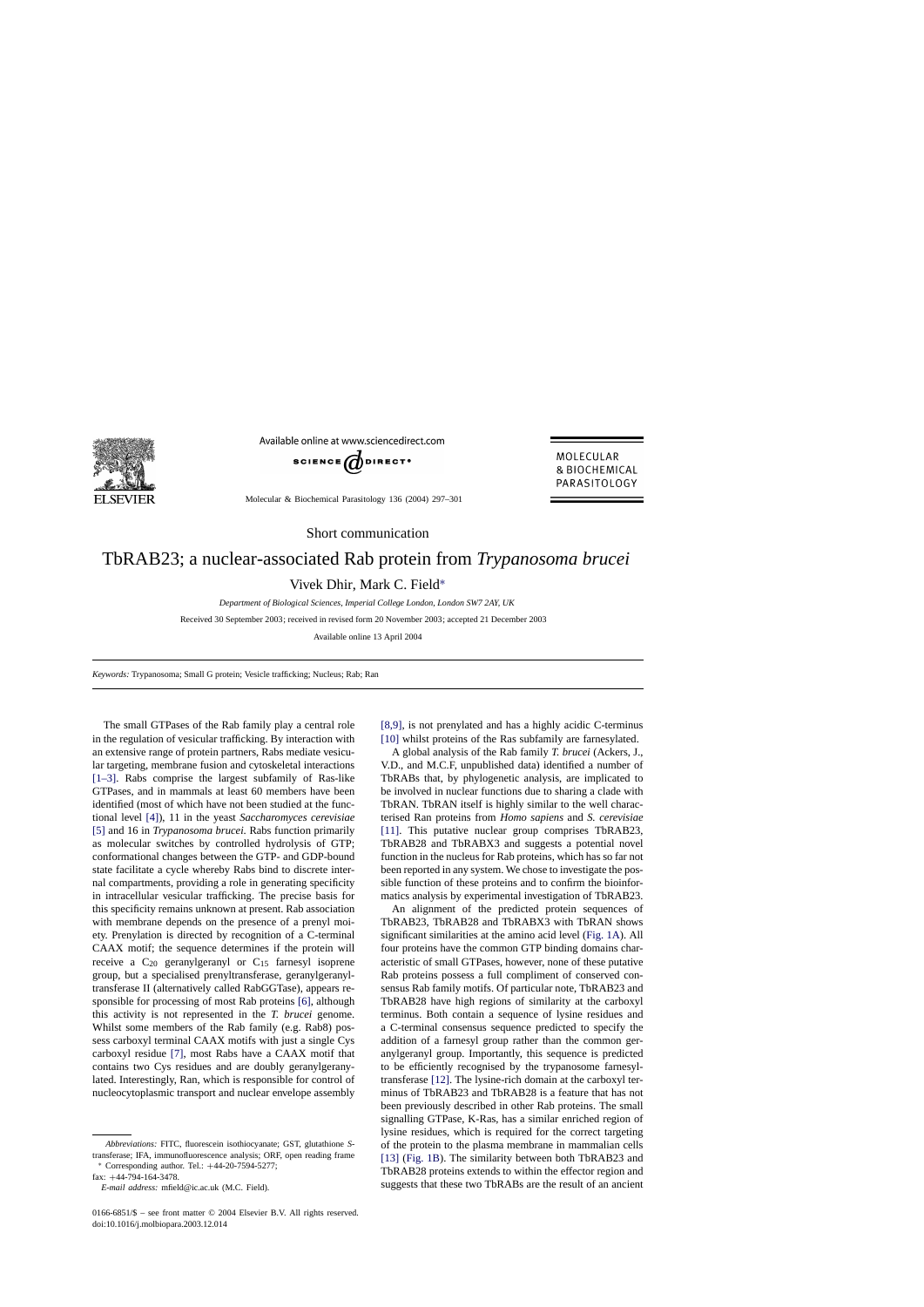Short communication

# TbRAB23; a nuclear-associated Rab protein from *Trypanosoma brucei*

Vivek Dhir, Mark C. Field*

*Department of Biological Sciences, Imperial College London, London SW7 2AY, UK*

Received 30 September 2003; received in revised form 20 November 2003; accepted 21 December 2003

Available online 13 April 2004

*Keywords:* Trypanosoma; Small G protein; Vesicle trafficking; Nucleus; Rab; Ran

The small GTPases of the Rab family play a central role in the regulation of vesicular trafficking. By interaction with an extensive range of protein partners, Rabs mediate vesicular targeting, membrane fusion and cytoskeletal interactions [1–3]. Rabs comprise the largest subfamily of Ras-like GTPases, and in mammals at least 60 members have been identified (most of which have not been studied at the functional level [4]), 11 in the yeast *Saccharomyces cerevisiae* [5] and 16 in *Trypanosoma brucei*. Rabs function primarily as molecular switches by controlled hydrolysis of GTP; conformational changes between the GTP- and GDP-bound state facilitate a cycle whereby Rabs bind to discrete internal compartments, providing a role in generating specificity in intracellular vesicular trafficking. The precise basis for this specificity remains unknown at present. Rab association with membrane depends on the presence of a prenyl moiety. Prenylation is directed by recognition of a C-terminal CAAX motif; the sequence determines if the protein will receive a $C_{20}$ geranylgeranyl or $C_{15}$ farnesyl isoprene group, but a specialised prenyltransferase, geranylgeranyltransferase II (alternatively called RabGGTase), appears responsible for processing of most Rab proteins [6], although this activity is not represented in the *T. brucei* genome. Whilst some members of the Rab family (e.g. Rab8) possess carboxyl terminal CAAX motifs with just a single Cys carboxyl residue [7], most Rabs have a CAAX motif that contains two Cys residues and are doubly geranylgeranylated. Interestingly, Ran, which is responsible for control of nucleocytoplasmic transport and nuclear envelope assembly [8,9], is not prenylated and has a highly acidic C-terminus [10] whilst proteins of the Ras subfamily are farnesylated.

A global analysis of the Rab family *T. brucei* (Ackers, J., V.D., and M.C.F, unpublished data) identified a number of TbRABs that, by phylogenetic analysis, are implicated to be involved in nuclear functions due to sharing a clade with TbRAN. TbRAN itself is highly similar to the well characterised Ran proteins from *Homo sapiens* and *S. cerevisiae* [11]. This putative nuclear group comprises TbRAB23, TbRAB28 and TbRABX3 and suggests a potential novel function in the nucleus for Rab proteins, which has so far not been reported in any system. We chose to investigate the possible function of these proteins and to confirm the bioinformatics analysis by experimental investigation of TbRAB23.

An alignment of the predicted protein sequences of TbRAB23, TbRAB28 and TbRABX3 with TbRAN shows significant similarities at the amino acid level (Fig. 1A). All four proteins have the common GTP binding domains characteristic of small GTPases, however, none of these putative Rab proteins possess a full compliment of conserved consensus Rab family motifs. Of particular note, TbRAB23 and TbRAB28 have high regions of similarity at the carboxyl terminus. Both contain a sequence of lysine residues and a C-terminal consensus sequence predicted to specify the addition of a farnesyl group rather than the common geranylgeranyl group. Importantly, this sequence is predicted to be efficiently recognised by the trypanosome farnesyltransferase [12]. The lysine-rich domain at the carboxyl terminus of TbRAB23 and TbRAB28 is a feature that has not been previously described in other Rab proteins. The small signalling GTPase, K-Ras, has a similar enriched region of lysine residues, which is required for the correct targeting of the protein to the plasma membrane in mammalian cells [13] (Fig. 1B). The similarity between both TbRAB23 and TbRAB28 proteins extends to within the effector region and suggests that these two TbRABs are the result of an ancient

---

*Abbreviations:* FITC, fluorescein isothiocyanate; GST, glutathione *S*-transferase; IFA, immunofluorescence analysis; ORF, open reading frame

\* Corresponding author. Tel.: +44-20-7594-5277; fax: +44-794-164-3478.

*E-mail address:* mfield@ic.ac.uk (M.C. Field).

0166-6851/$ – see front matter © 2004 Elsevier B.V. All rights reserved.
doi:10.1016/j.molbiopara.2003.12.014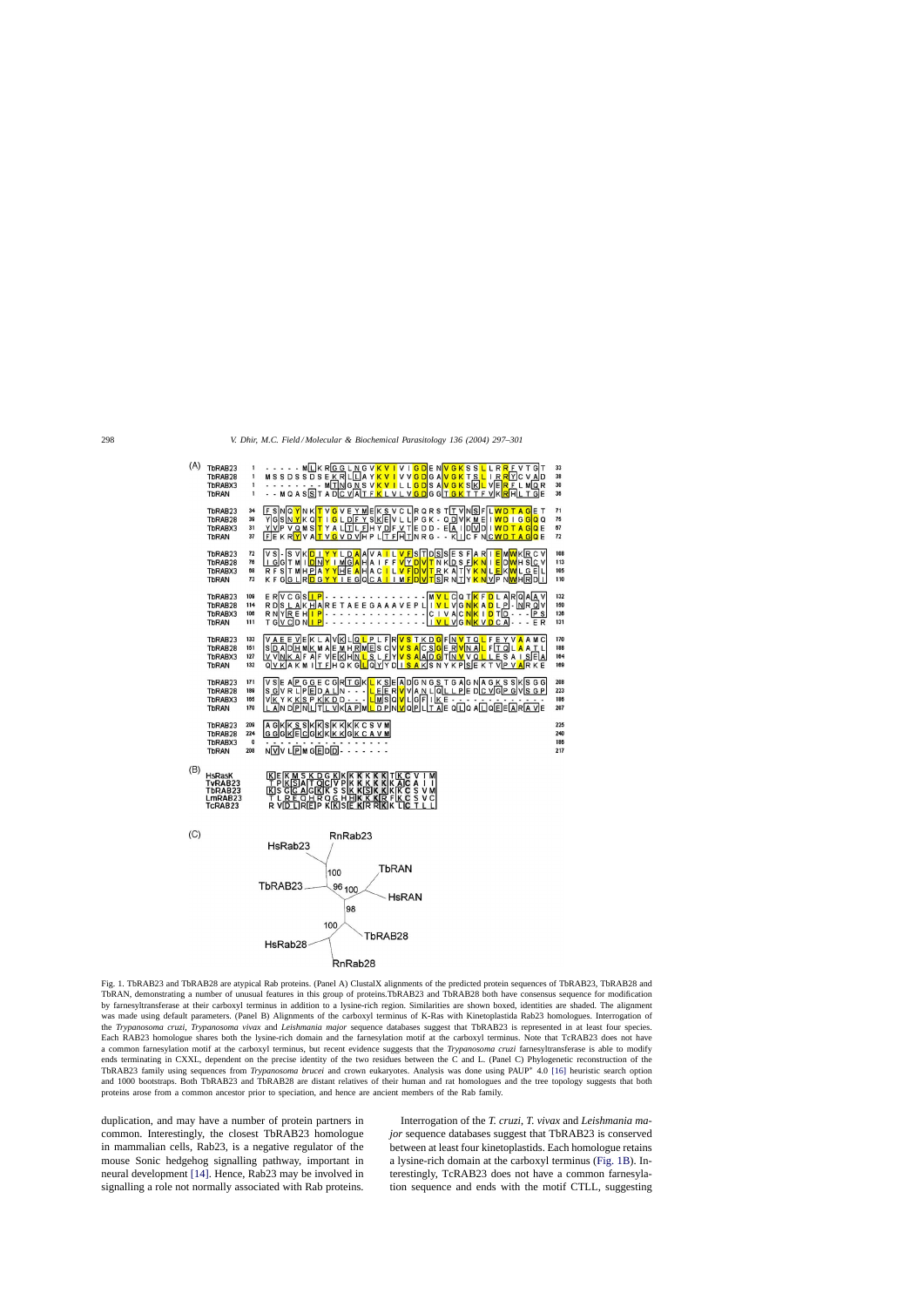Fig. 1. TbRAB23 and TbRAB28 are atypical Rab proteins. (Panel A) ClustalX alignments of the predicted protein sequences of TbRAB23, TbRAB28 and TbRAN, demonstrating a number of unusual features in this group of proteins.TbRAB23 and TbRAB28 both have consensus sequence for modification by farnesyltransferase at their carboxyl terminus in addition to a lysine-rich region. Similarities are shown boxed, identities are shaded. The alignment was made using default parameters. (Panel B) Alignments of the carboxyl terminus of K-Ras with Kinetoplastida Rab23 homologues. Interrogation of the *Trypanosoma cruzi*, *Trypanosoma vivax* and *Leishmania major* sequence databases suggest that TbRAB23 is represented in at least four species. Each RAB23 homologue shares both the lysine-rich domain and the farnesylation motif at the carboxyl terminus. Note that TcRAB23 does not have a common farnesylation motif at the carboxyl terminus, but recent evidence suggests that the *Trypanosoma cruzi* farnesyltransferase is able to modify ends terminating in CXXL, dependent on the precise identity of the two residues between the C and L. (Panel C) Phylogenetic reconstruction of the TbRAB23 family using sequences from *Trypanosoma brucei* and crown eukaryotes. Analysis was done using PAUP* 4.0 [16] heuristic search option and 1000 bootstraps. Both TbRAB23 and TbRAB28 are distant relatives of their human and rat homologues and the tree topology suggests that both proteins arose from a common ancestor prior to speciation, and hence are ancient members of the Rab family.

duplication, and may have a number of protein partners in common. Interestingly, the closest TbRAB23 homologue in mammalian cells, Rab23, is a negative regulator of the mouse Sonic hedgehog signalling pathway, important in neural development [14]. Hence, Rab23 may be involved in signalling a role not normally associated with Rab proteins.

Interrogation of the *T. cruzi*, *T. vivax* and *Leishmania major* sequence databases suggest that TbRAB23 is conserved between at least four kinetoplastids. Each homologue retains a lysine-rich domain at the carboxyl terminus (Fig. 1B). Interestingly, TcRAB23 does not have a common farnesylation sequence and ends with the motif CTLL, suggesting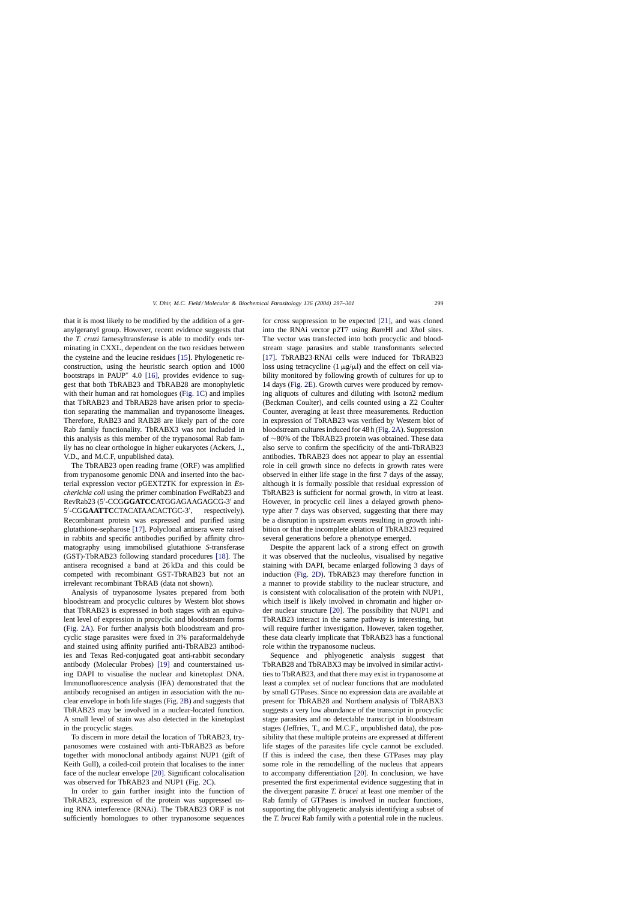that it is most likely to be modified by the addition of a geranylgeranyl group. However, recent evidence suggests that the *T. cruzi* farnesyltransferase is able to modify ends terminating in CXXL, dependent on the two residues between the cysteine and the leucine residues [15]. Phylogenetic reconstruction, using the heuristic search option and 1000 bootstraps in PAUP* 4.0 [16], provides evidence to suggest that both TbRAB23 and TbRAB28 are monophyletic with their human and rat homologues (Fig. 1C) and implies that TbRAB23 and TbRAB28 have arisen prior to speciation separating the mammalian and trypanosome lineages. Therefore, RAB23 and RAB28 are likely part of the core Rab family functionality. TbRABX3 was not included in this analysis as this member of the trypanosomal Rab family has no clear orthologue in higher eukaryotes (Ackers, J., V.D., and M.C.F, unpublished data).

The TbRAB23 open reading frame (ORF) was amplified from trypanosome genomic DNA and inserted into the bacterial expression vector pGEXT2TK for expression in *Escherichia coli* using the primer combination FwdRab23 and RevRab23 (5′-CCG**GGATCC**ATGGAGAAGAGCG-3′ and 5′-CG**GAATTC**CTACATAACACTGC-3′, respectively). Recombinant protein was expressed and purified using glutathione-sepharose [17]. Polyclonal antisera were raised in rabbits and specific antibodies purified by affinity chromatography using immobilised glutathione *S*-transferase (GST)-TbRAB23 following standard procedures [18]. The antisera recognised a band at 26 kDa and this could be competed with recombinant GST-TbRAB23 but not an irrelevant recombinant TbRAB (data not shown).

Analysis of trypanosome lysates prepared from both bloodstream and procyclic cultures by Western blot shows that TbRAB23 is expressed in both stages with an equivalent level of expression in procyclic and bloodstream forms (Fig. 2A). For further analysis both bloodstream and procyclic stage parasites were fixed in 3% paraformaldehyde and stained using affinity purified anti-TbRAB23 antibodies and Texas Red-conjugated goat anti-rabbit secondary antibody (Molecular Probes) [19] and counterstained using DAPI to visualise the nuclear and kinetoplast DNA. Immunofluorescence analysis (IFA) demonstrated that the antibody recognised an antigen in association with the nuclear envelope in both life stages (Fig. 2B) and suggests that TbRAB23 may be involved in a nuclear-located function. A small level of stain was also detected in the kinetoplast in the procyclic stages.

To discern in more detail the location of TbRAB23, trypanosomes were costained with anti-TbRAB23 as before together with monoclonal antibody against NUP1 (gift of Keith Gull), a coiled-coil protein that localises to the inner face of the nuclear envelope [20]. Significant colocalisation was observed for TbRAB23 and NUP1 (Fig. 2C).

In order to gain further insight into the function of TbRAB23, expression of the protein was suppressed using RNA interference (RNAi). The TbRAB23 ORF is not sufficiently homologues to other trypanosome sequences for cross suppression to be expected [21], and was cloned into the RNAi vector p2T7 using *Bam*HI and *Xho*I sites. The vector was transfected into both procyclic and bloodstream stage parasites and stable transformants selected [17]. TbRAB23-RNAi cells were induced for TbRAB23 loss using tetracycline (1 μg/μl) and the effect on cell viability monitored by following growth of cultures for up to 14 days (Fig. 2E). Growth curves were produced by removing aliquots of cultures and diluting with Isoton2 medium (Beckman Coulter), and cells counted using a Z2 Coulter Counter, averaging at least three measurements. Reduction in expression of TbRAB23 was verified by Western blot of bloodstream cultures induced for 48 h (Fig. 2A). Suppression of ∼80% of the TbRAB23 protein was obtained. These data also serve to confirm the specificity of the anti-TbRAB23 antibodies. TbRAB23 does not appear to play an essential role in cell growth since no defects in growth rates were observed in either life stage in the first 7 days of the assay, although it is formally possible that residual expression of TbRAB23 is sufficient for normal growth, in vitro at least. However, in procyclic cell lines a delayed growth phenotype after 7 days was observed, suggesting that there may be a disruption in upstream events resulting in growth inhibition or that the incomplete ablation of TbRAB23 required several generations before a phenotype emerged.

Despite the apparent lack of a strong effect on growth it was observed that the nucleolus, visualised by negative staining with DAPI, became enlarged following 3 days of induction (Fig. 2D). TbRAB23 may therefore function in a manner to provide stability to the nuclear structure, and is consistent with colocalisation of the protein with NUP1, which itself is likely involved in chromatin and higher order nuclear structure [20]. The possibility that NUP1 and TbRAB23 interact in the same pathway is interesting, but will require further investigation. However, taken together, these data clearly implicate that TbRAB23 has a functional role within the trypanosome nucleus.

Sequence and phylogenetic analysis suggest that TbRAB28 and TbRABX3 may be involved in similar activities to TbRAB23, and that there may exist in trypanosome at least a complex set of nuclear functions that are modulated by small GTPases. Since no expression data are available at present for TbRAB28 and Northern analysis of TbRABX3 suggests a very low abundance of the transcript in procyclic stage parasites and no detectable transcript in bloodstream stages (Jeffries, T., and M.C.F., unpublished data), the possibility that these multiple proteins are expressed at different life stages of the parasites life cycle cannot be excluded. If this is indeed the case, then these GTPases may play some role in the remodelling of the nucleus that appears to accompany differentiation [20]. In conclusion, we have presented the first experimental evidence suggesting that in the divergent parasite *T. brucei* at least one member of the Rab family of GTPases is involved in nuclear functions, supporting the phlyogenetic analysis identifying a subset of the *T. brucei* Rab family with a potential role in the nucleus.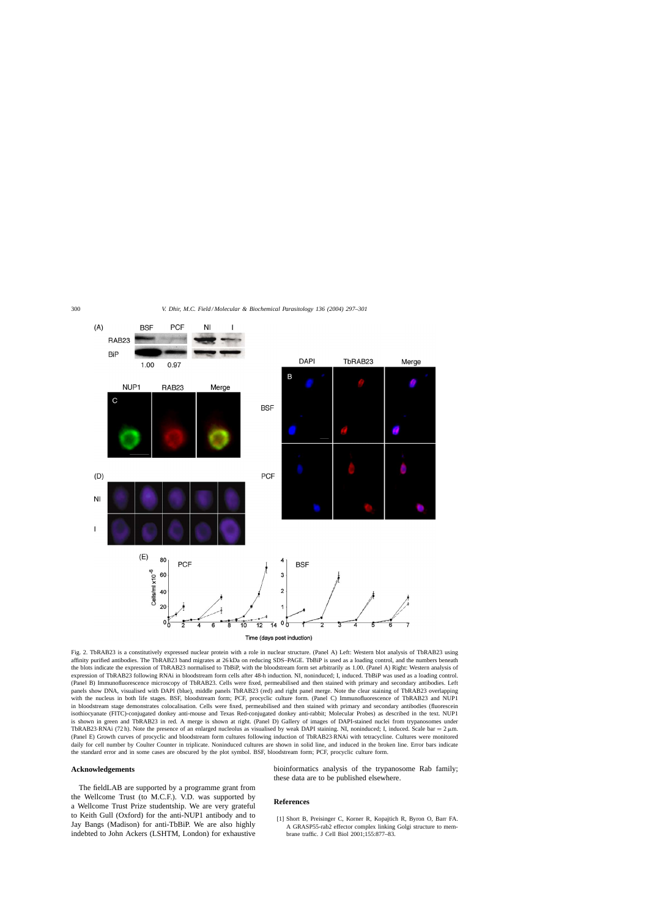Fig. 2. TbRAB23 is a constitutively expressed nuclear protein with a role in nuclear structure. (Panel A) Left: Western blot analysis of TbRAB23 using affinity purified antibodies. The TbRAB23 band migrates at 26 kDa on reducing SDS–PAGE. TbBiP is used as a loading control, and the numbers beneath the blots indicate the expression of TbRAB23 normalised to TbBiP, with the bloodstream form set arbitrarily as 1.00. (Panel A) Right: Western analysis of expression of TbRAB23 following RNAi in bloodstream form cells after 48-h induction. NI, noninduced; I, induced. TbBiP was used as a loading control. (Panel B) Immunofluorescence microscopy of TbRAB23. Cells were fixed, permeabilised and then stained with primary and secondary antibodies. Left panels show DNA, visualised with DAPI (blue), middle panels TbRAB23 (red) and right panel merge. Note the clear staining of TbRAB23 overlapping with the nucleus in both life stages. BSF, bloodstream form; PCF, procyclic culture form. (Panel C) Immunofluorescence of TbRAB23 and NUP1 in bloodstream stage demonstrates colocalisation. Cells were fixed, permeabilised and then stained with primary and secondary antibodies (fluorescein isothiocyanate (FITC)-conjugated donkey anti-mouse and Texas Red-conjugated donkey anti-rabbit; Molecular Probes) as described in the text. NUP1 is shown in green and TbRAB23 in red. A merge is shown at right. (Panel D) Gallery of images of DAPI-stained nuclei from trypanosomes under TbRAB23-RNAi (72 h). Note the presence of an enlarged nucleolus as visualised by weak DAPI staining. NI, noninduced; I, induced. Scale bar = 2 μm. (Panel E) Growth curves of procyclic and bloodstream form cultures following induction of TbRAB23-RNAi with tetracycline. Cultures were monitored daily for cell number by Coulter Counter in triplicate. Noninduced cultures are shown in solid line, and induced in the broken line. Error bars indicate the standard error and in some cases are obscured by the plot symbol. BSF, bloodstream form; PCF, procyclic culture form.

## Acknowledgements

The fieldLAB are supported by a programme grant from the Wellcome Trust (to M.C.F.). V.D. was supported by a Wellcome Trust Prize studentship. We are very grateful to Keith Gull (Oxford) for the anti-NUP1 antibody and to Jay Bangs (Madison) for anti-TbBiP. We are also highly indebted to John Ackers (LSHTM, London) for exhaustive bioinformatics analysis of the trypanosome Rab family; these data are to be published elsewhere.

## References

[1] Short B, Preisinger C, Korner R, Kopajtich R, Byron O, Barr FA. A GRASP55-rab2 effector complex linking Golgi structure to membrane traffic. J Cell Biol 2001;155:877–83.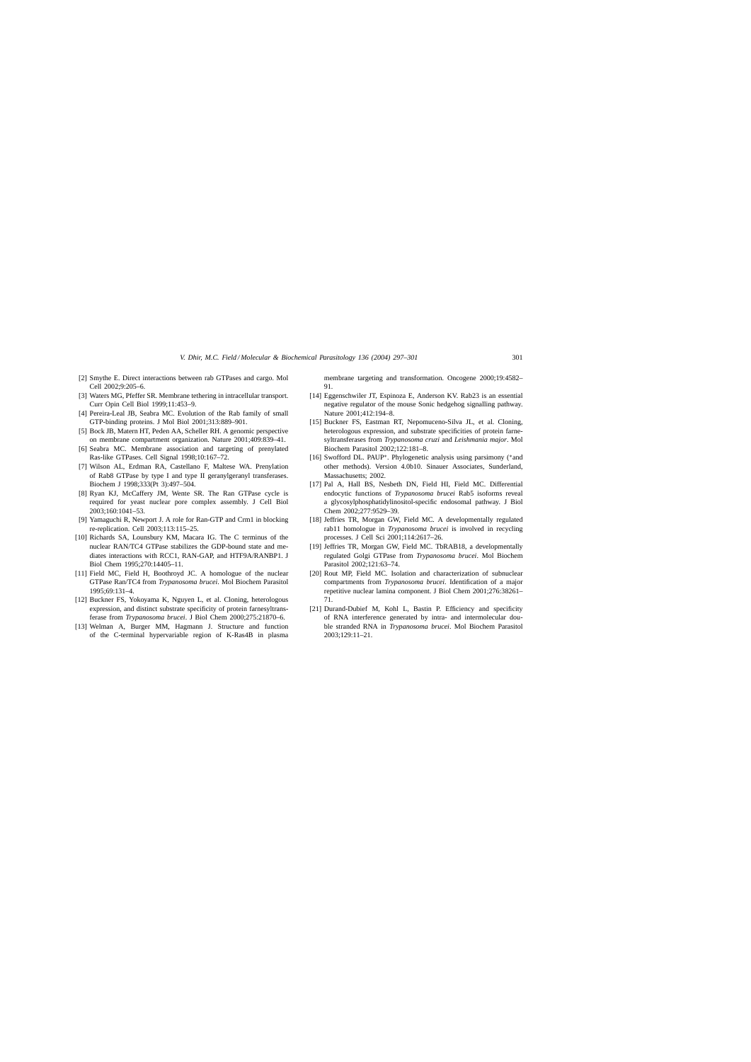[2] Smythe E. Direct interactions between rab GTPases and cargo. Mol Cell 2002;9:205–6.

[3] Waters MG, Pfeffer SR. Membrane tethering in intracellular transport. Curr Opin Cell Biol 1999;11:453–9.

[4] Pereira-Leal JB, Seabra MC. Evolution of the Rab family of small GTP-binding proteins. J Mol Biol 2001;313:889–901.

[5] Bock JB, Matern HT, Peden AA, Scheller RH. A genomic perspective on membrane compartment organization. Nature 2001;409:839–41.

[6] Seabra MC. Membrane association and targeting of prenylated Ras-like GTPases. Cell Signal 1998;10:167–72.

[7] Wilson AL, Erdman RA, Castellano F, Maltese WA. Prenylation of Rab8 GTPase by type I and type II geranylgeranyl transferases. Biochem J 1998;333(Pt 3):497–504.

[8] Ryan KJ, McCaffery JM, Wente SR. The Ran GTPase cycle is required for yeast nuclear pore complex assembly. J Cell Biol 2003;160:1041–53.

[9] Yamaguchi R, Newport J. A role for Ran-GTP and Crm1 in blocking re-replication. Cell 2003;113:115–25.

[10] Richards SA, Lounsbury KM, Macara IG. The C terminus of the nuclear RAN/TC4 GTPase stabilizes the GDP-bound state and mediates interactions with RCC1, RAN-GAP, and HTF9A/RANBP1. J Biol Chem 1995;270:14405–11.

[11] Field MC, Field H, Boothroyd JC. A homologue of the nuclear GTPase Ran/TC4 from *Trypanosoma brucei*. Mol Biochem Parasitol 1995;69:131–4.

[12] Buckner FS, Yokoyama K, Nguyen L, et al. Cloning, heterologous expression, and distinct substrate specificity of protein farnesyltransferase from *Trypanosoma brucei*. J Biol Chem 2000;275:21870–6.

[13] Welman A, Burger MM, Hagmann J. Structure and function of the C-terminal hypervariable region of K-Ras4B in plasma membrane targeting and transformation. Oncogene 2000;19:4582–91.

[14] Eggenschwiler JT, Espinoza E, Anderson KV. Rab23 is an essential negative regulator of the mouse Sonic hedgehog signalling pathway. Nature 2001;412:194–8.

[15] Buckner FS, Eastman RT, Nepomuceno-Silva JL, et al. Cloning, heterologous expression, and substrate specificities of protein farnesyltransferases from *Trypanosoma cruzi* and *Leishmania major*. Mol Biochem Parasitol 2002;122:181–8.

[16] Swofford DL. PAUP*. Phylogenetic analysis using parsimony (*and other methods). Version 4.0b10. Sinauer Associates, Sunderland, Massachusetts; 2002.

[17] Pal A, Hall BS, Nesbeth DN, Field HI, Field MC. Differential endocytic functions of *Trypanosoma brucei* Rab5 isoforms reveal a glycosylphosphatidylinositol-specific endosomal pathway. J Biol Chem 2002;277:9529–39.

[18] Jeffries TR, Morgan GW, Field MC. A developmentally regulated rab11 homologue in *Trypanosoma brucei* is involved in recycling processes. J Cell Sci 2001;114:2617–26.

[19] Jeffries TR, Morgan GW, Field MC. TbRAB18, a developmentally regulated Golgi GTPase from *Trypanosoma brucei*. Mol Biochem Parasitol 2002;121:63–74.

[20] Rout MP, Field MC. Isolation and characterization of subnuclear compartments from *Trypanosoma brucei*. Identification of a major repetitive nuclear lamina component. J Biol Chem 2001;276:38261–71.

[21] Durand-Dubief M, Kohl L, Bastin P. Efficiency and specificity of RNA interference generated by intra- and intermolecular double stranded RNA in *Trypanosoma brucei*. Mol Biochem Parasitol 2003;129:11–21.